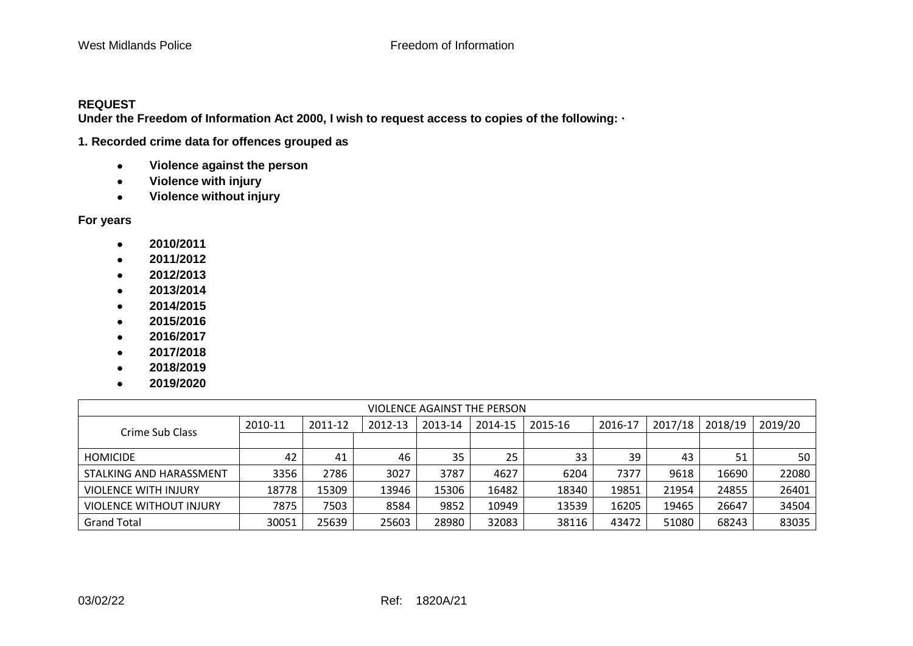**REQUEST**

**Under the Freedom of Information Act 2000, I wish to request access to copies of the following: ·**

**1. Recorded crime data for offences grouped as**

- **Violence against the person**
- **Violence with injury**
- **Violence without injury**

**For years**

- **2010/2011**
- **2011/2012**
- **2012/2013**
- **2013/2014**
- **2014/2015**
- **2015/2016**
- **2016/2017**
- **2017/2018**
- **2018/2019**
- **2019/2020**

| VIOLENCE AGAINST THE PERSON | | | | | | | | | | |
|---|---|---|---|---|---|---|---|---|---|---|
| Crime Sub Class | 2010-11 | 2011-12 | 2012-13 | 2013-14 | 2014-15 | 2015-16 | 2016-17 | 2017/18 | 2018/19 | 2019/20 |
| HOMICIDE | 42 | 41 | 46 | 35 | 25 | 33 | 39 | 43 | 51 | 50 |
| STALKING AND HARASSMENT | 3356 | 2786 | 3027 | 3787 | 4627 | 6204 | 7377 | 9618 | 16690 | 22080 |
| VIOLENCE WITH INJURY | 18778 | 15309 | 13946 | 15306 | 16482 | 18340 | 19851 | 21954 | 24855 | 26401 |
| VIOLENCE WITHOUT INJURY | 7875 | 7503 | 8584 | 9852 | 10949 | 13539 | 16205 | 19465 | 26647 | 34504 |
| Grand Total | 30051 | 25639 | 25603 | 28980 | 32083 | 38116 | 43472 | 51080 | 68243 | 83035 |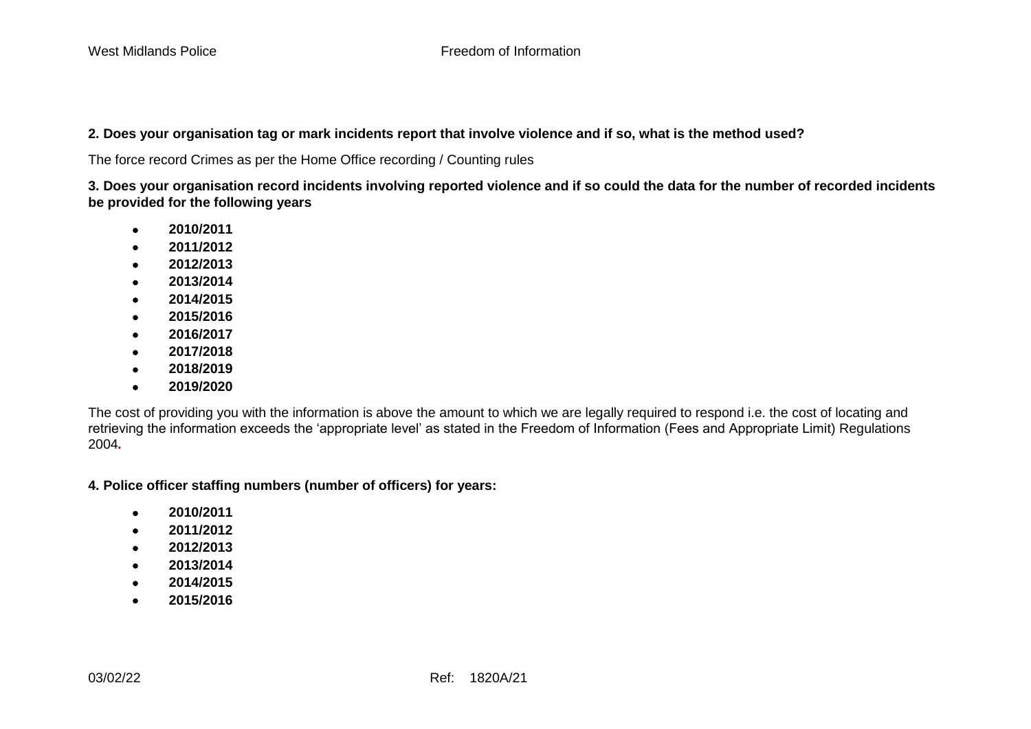**2. Does your organisation tag or mark incidents report that involve violence and if so, what is the method used?**

The force record Crimes as per the Home Office recording / Counting rules

**3. Does your organisation record incidents involving reported violence and if so could the data for the number of recorded incidents be provided for the following years**

- **2010/2011**
- **2011/2012**
- **2012/2013**
- **2013/2014**
- **2014/2015**
- **2015/2016**
- **2016/2017**
- **2017/2018**
- **2018/2019**
- **2019/2020**

The cost of providing you with the information is above the amount to which we are legally required to respond i.e. the cost of locating and retrieving the information exceeds the 'appropriate level' as stated in the Freedom of Information (Fees and Appropriate Limit) Regulations 2004.

**4. Police officer staffing numbers (number of officers) for years:**

- **2010/2011**
- **2011/2012**
- **2012/2013**
- **2013/2014**
- **2014/2015**
- **2015/2016**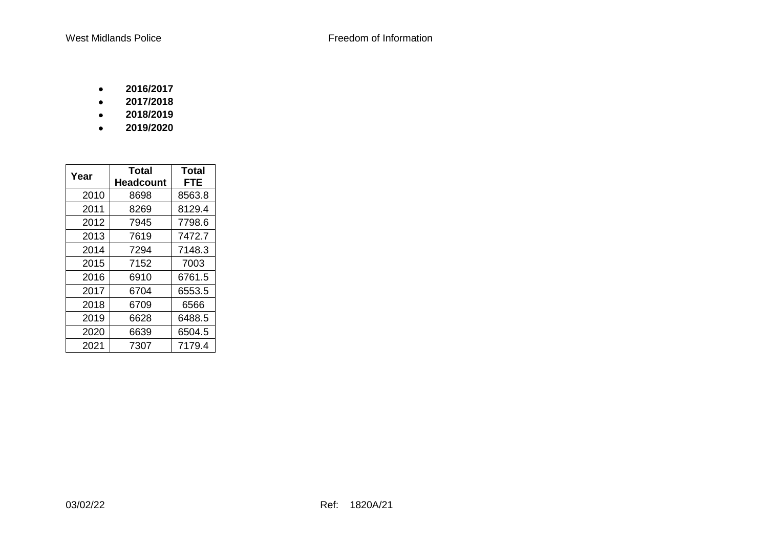- **2016/2017**
- **2017/2018**
- **2018/2019**
- **2019/2020**

| Year | Total Headcount | Total FTE |
|---|---|---|
| 2010 | 8698 | 8563.8 |
| 2011 | 8269 | 8129.4 |
| 2012 | 7945 | 7798.6 |
| 2013 | 7619 | 7472.7 |
| 2014 | 7294 | 7148.3 |
| 2015 | 7152 | 7003 |
| 2016 | 6910 | 6761.5 |
| 2017 | 6704 | 6553.5 |
| 2018 | 6709 | 6566 |
| 2019 | 6628 | 6488.5 |
| 2020 | 6639 | 6504.5 |
| 2021 | 7307 | 7179.4 |